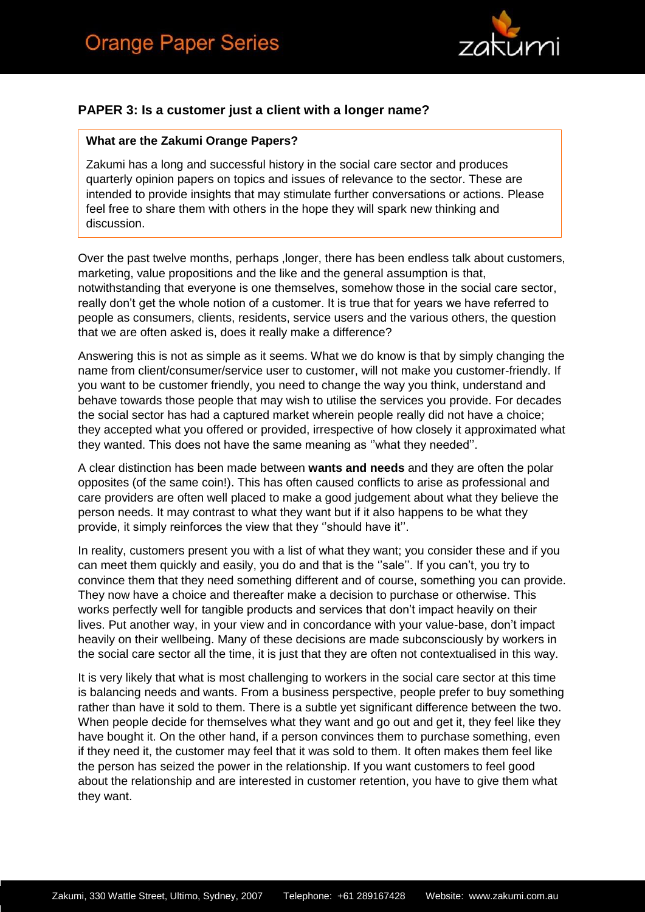## PAPER 3: Is a customer just a client with a longer name?

**What are the Zakumi Orange Papers?**

Zakumi has a long and successful history in the social care sector and produces quarterly opinion papers on topics and issues of relevance to the sector. These are intended to provide insights that may stimulate further conversations or actions. Please feel free to share them with others in the hope they will spark new thinking and discussion.

Over the past twelve months, perhaps ,longer, there has been endless talk about customers, marketing, value propositions and the like and the general assumption is that, notwithstanding that everyone is one themselves, somehow those in the social care sector, really don't get the whole notion of a customer. It is true that for years we have referred to people as consumers, clients, residents, service users and the various others, the question that we are often asked is, does it really make a difference?

Answering this is not as simple as it seems. What we do know is that by simply changing the name from client/consumer/service user to customer, will not make you customer-friendly. If you want to be customer friendly, you need to change the way you think, understand and behave towards those people that may wish to utilise the services you provide. For decades the social sector has had a captured market wherein people really did not have a choice; they accepted what you offered or provided, irrespective of how closely it approximated what they wanted. This does not have the same meaning as ''what they needed''.

A clear distinction has been made between **wants and needs** and they are often the polar opposites (of the same coin!). This has often caused conflicts to arise as professional and care providers are often well placed to make a good judgement about what they believe the person needs. It may contrast to what they want but if it also happens to be what they provide, it simply reinforces the view that they ''should have it''.

In reality, customers present you with a list of what they want; you consider these and if you can meet them quickly and easily, you do and that is the ''sale''. If you can't, you try to convince them that they need something different and of course, something you can provide. They now have a choice and thereafter make a decision to purchase or otherwise. This works perfectly well for tangible products and services that don't impact heavily on their lives. Put another way, in your view and in concordance with your value-base, don't impact heavily on their wellbeing. Many of these decisions are made subconsciously by workers in the social care sector all the time, it is just that they are often not contextualised in this way.

It is very likely that what is most challenging to workers in the social care sector at this time is balancing needs and wants. From a business perspective, people prefer to buy something rather than have it sold to them. There is a subtle yet significant difference between the two. When people decide for themselves what they want and go out and get it, they feel like they have bought it. On the other hand, if a person convinces them to purchase something, even if they need it, the customer may feel that it was sold to them. It often makes them feel like the person has seized the power in the relationship. If you want customers to feel good about the relationship and are interested in customer retention, you have to give them what they want.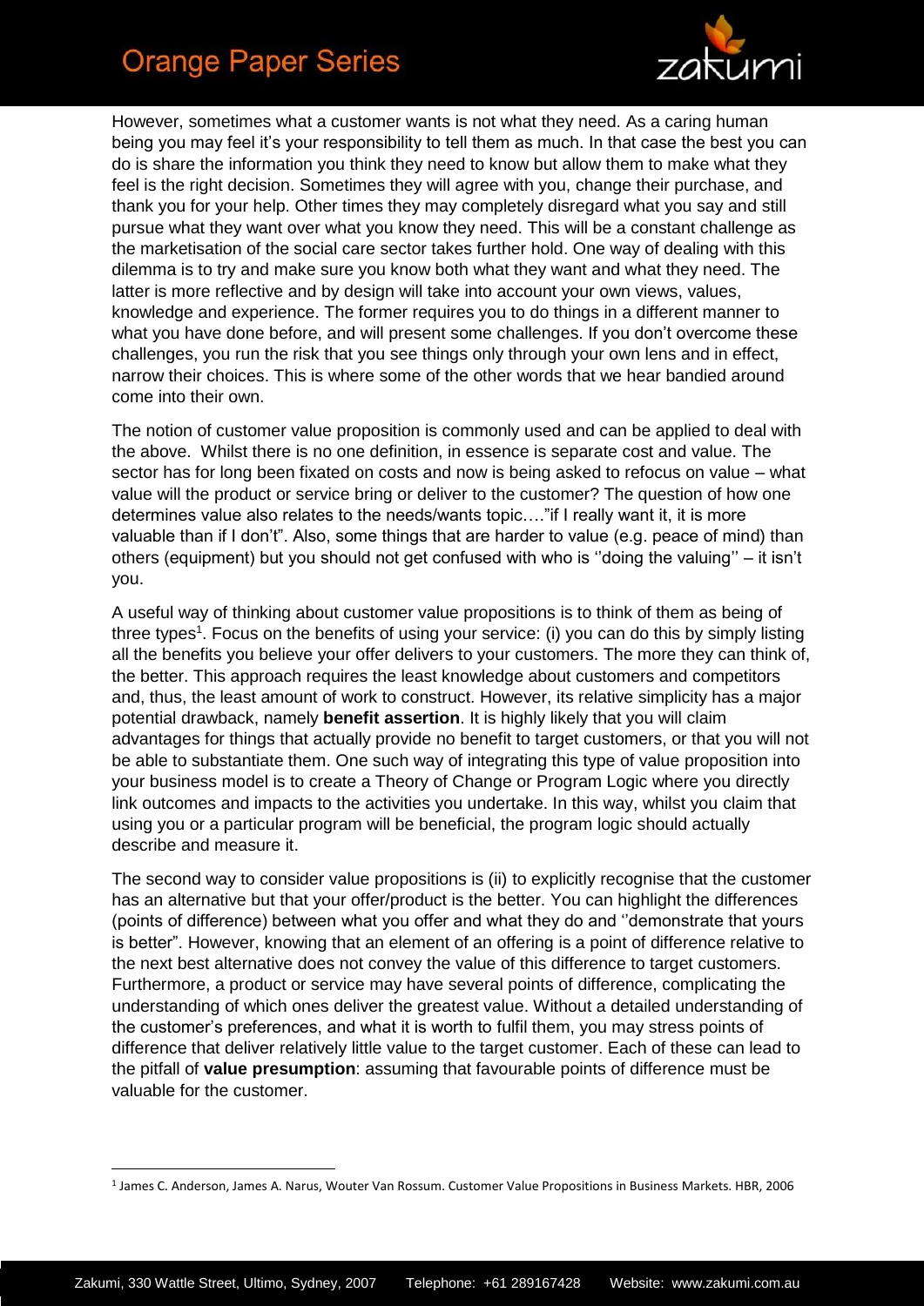However, sometimes what a customer wants is not what they need. As a caring human being you may feel it's your responsibility to tell them as much. In that case the best you can do is share the information you think they need to know but allow them to make what they feel is the right decision. Sometimes they will agree with you, change their purchase, and thank you for your help. Other times they may completely disregard what you say and still pursue what they want over what you know they need. This will be a constant challenge as the marketisation of the social care sector takes further hold. One way of dealing with this dilemma is to try and make sure you know both what they want and what they need. The latter is more reflective and by design will take into account your own views, values, knowledge and experience. The former requires you to do things in a different manner to what you have done before, and will present some challenges. If you don't overcome these challenges, you run the risk that you see things only through your own lens and in effect, narrow their choices. This is where some of the other words that we hear bandied around come into their own.

The notion of customer value proposition is commonly used and can be applied to deal with the above. Whilst there is no one definition, in essence is separate cost and value. The sector has for long been fixated on costs and now is being asked to refocus on value – what value will the product or service bring or deliver to the customer? The question of how one determines value also relates to the needs/wants topic…."if I really want it, it is more valuable than if I don't". Also, some things that are harder to value (e.g. peace of mind) than others (equipment) but you should not get confused with who is ''doing the valuing'' – it isn't you.

A useful way of thinking about customer value propositions is to think of them as being of three types[1]. Focus on the benefits of using your service: (i) you can do this by simply listing all the benefits you believe your offer delivers to your customers. The more they can think of, the better. This approach requires the least knowledge about customers and competitors and, thus, the least amount of work to construct. However, its relative simplicity has a major potential drawback, namely **benefit assertion**. It is highly likely that you will claim advantages for things that actually provide no benefit to target customers, or that you will not be able to substantiate them. One such way of integrating this type of value proposition into your business model is to create a Theory of Change or Program Logic where you directly link outcomes and impacts to the activities you undertake. In this way, whilst you claim that using you or a particular program will be beneficial, the program logic should actually describe and measure it.

The second way to consider value propositions is (ii) to explicitly recognise that the customer has an alternative but that your offer/product is the better. You can highlight the differences (points of difference) between what you offer and what they do and ''demonstrate that yours is better". However, knowing that an element of an offering is a point of difference relative to the next best alternative does not convey the value of this difference to target customers. Furthermore, a product or service may have several points of difference, complicating the understanding of which ones deliver the greatest value. Without a detailed understanding of the customer's preferences, and what it is worth to fulfil them, you may stress points of difference that deliver relatively little value to the target customer. Each of these can lead to the pitfall of **value presumption**: assuming that favourable points of difference must be valuable for the customer.

---

[1] James C. Anderson, James A. Narus, Wouter Van Rossum. Customer Value Propositions in Business Markets. HBR, 2006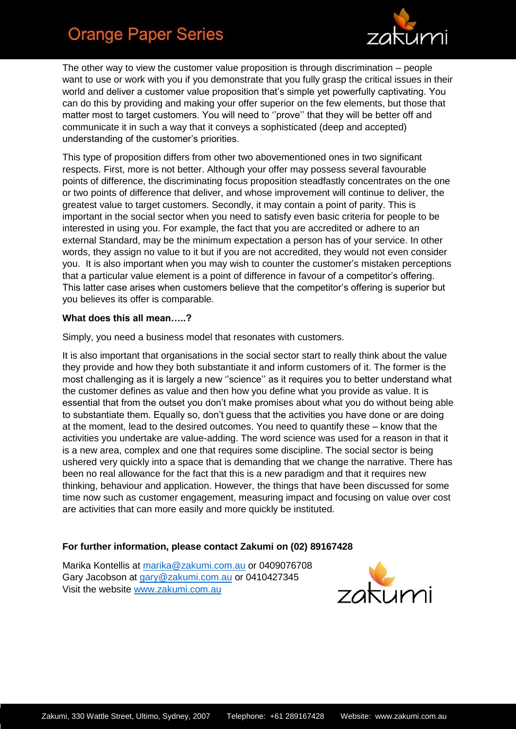The other way to view the customer value proposition is through discrimination – people want to use or work with you if you demonstrate that you fully grasp the critical issues in their world and deliver a customer value proposition that's simple yet powerfully captivating. You can do this by providing and making your offer superior on the few elements, but those that matter most to target customers. You will need to ''prove'' that they will be better off and communicate it in such a way that it conveys a sophisticated (deep and accepted) understanding of the customer's priorities.

This type of proposition differs from other two abovementioned ones in two significant respects. First, more is not better. Although your offer may possess several favourable points of difference, the discriminating focus proposition steadfastly concentrates on the one or two points of difference that deliver, and whose improvement will continue to deliver, the greatest value to target customers. Secondly, it may contain a point of parity. This is important in the social sector when you need to satisfy even basic criteria for people to be interested in using you. For example, the fact that you are accredited or adhere to an external Standard, may be the minimum expectation a person has of your service. In other words, they assign no value to it but if you are not accredited, they would not even consider you. It is also important when you may wish to counter the customer's mistaken perceptions that a particular value element is a point of difference in favour of a competitor's offering. This latter case arises when customers believe that the competitor's offering is superior but you believes its offer is comparable.

**What does this all mean…..?**

Simply, you need a business model that resonates with customers.

It is also important that organisations in the social sector start to really think about the value they provide and how they both substantiate it and inform customers of it. The former is the most challenging as it is largely a new ''science'' as it requires you to better understand what the customer defines as value and then how you define what you provide as value. It is essential that from the outset you don't make promises about what you do without being able to substantiate them. Equally so, don't guess that the activities you have done or are doing at the moment, lead to the desired outcomes. You need to quantify these – know that the activities you undertake are value-adding. The word science was used for a reason in that it is a new area, complex and one that requires some discipline. The social sector is being ushered very quickly into a space that is demanding that we change the narrative. There has been no real allowance for the fact that this is a new paradigm and that it requires new thinking, behaviour and application. However, the things that have been discussed for some time now such as customer engagement, measuring impact and focusing on value over cost are activities that can more easily and more quickly be instituted.

**For further information, please contact Zakumi on (02) 89167428**

Marika Kontellis at marika@zakumi.com.au or 0409076708
Gary Jacobson at gary@zakumi.com.au or 0410427345
Visit the website www.zakumi.com.au